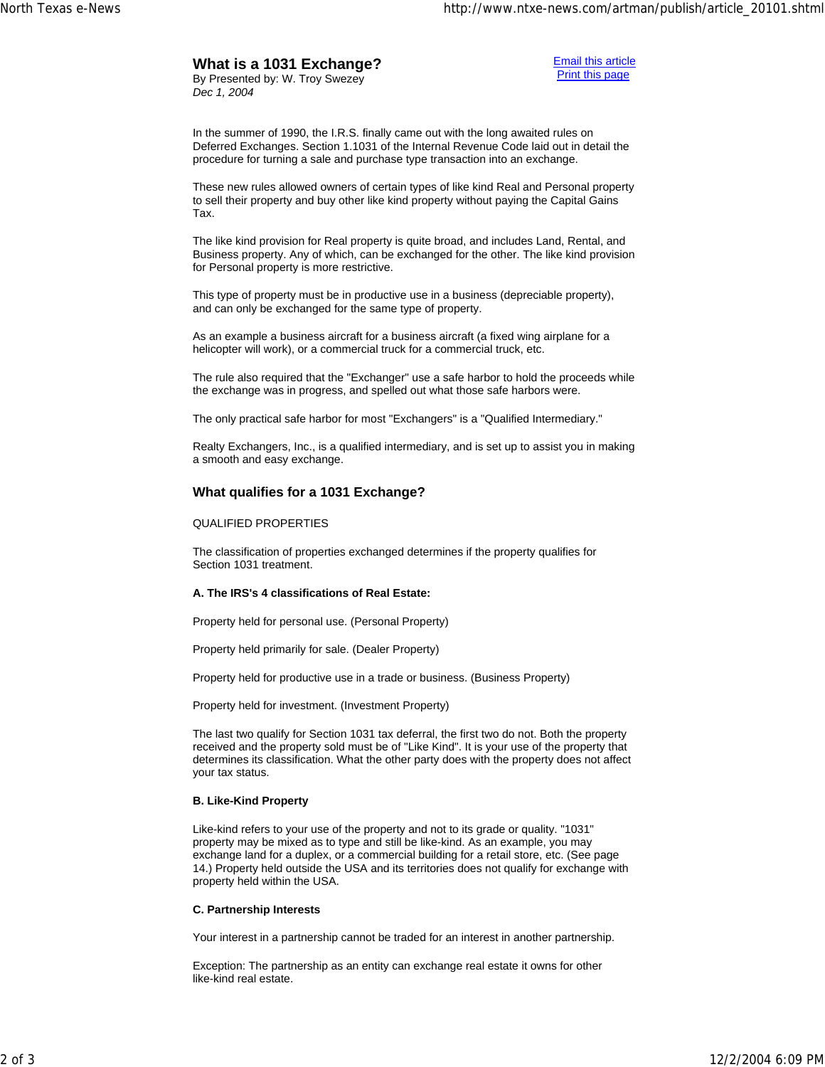# What is a 1031 Exchange?

By Presented by: W. Troy Swezey

*Dec 1, 2004*

Email this article
Print this page

In the summer of 1990, the I.R.S. finally came out with the long awaited rules on Deferred Exchanges. Section 1.1031 of the Internal Revenue Code laid out in detail the procedure for turning a sale and purchase type transaction into an exchange.

These new rules allowed owners of certain types of like kind Real and Personal property to sell their property and buy other like kind property without paying the Capital Gains Tax.

The like kind provision for Real property is quite broad, and includes Land, Rental, and Business property. Any of which, can be exchanged for the other. The like kind provision for Personal property is more restrictive.

This type of property must be in productive use in a business (depreciable property), and can only be exchanged for the same type of property.

As an example a business aircraft for a business aircraft (a fixed wing airplane for a helicopter will work), or a commercial truck for a commercial truck, etc.

The rule also required that the "Exchanger" use a safe harbor to hold the proceeds while the exchange was in progress, and spelled out what those safe harbors were.

The only practical safe harbor for most "Exchangers" is a "Qualified Intermediary."

Realty Exchangers, Inc., is a qualified intermediary, and is set up to assist you in making a smooth and easy exchange.

## What qualifies for a 1031 Exchange?

QUALIFIED PROPERTIES

The classification of properties exchanged determines if the property qualifies for Section 1031 treatment.

**A. The IRS's 4 classifications of Real Estate:**

Property held for personal use. (Personal Property)

Property held primarily for sale. (Dealer Property)

Property held for productive use in a trade or business. (Business Property)

Property held for investment. (Investment Property)

The last two qualify for Section 1031 tax deferral, the first two do not. Both the property received and the property sold must be of "Like Kind". It is your use of the property that determines its classification. What the other party does with the property does not affect your tax status.

**B. Like-Kind Property**

Like-kind refers to your use of the property and not to its grade or quality. "1031" property may be mixed as to type and still be like-kind. As an example, you may exchange land for a duplex, or a commercial building for a retail store, etc. (See page 14.) Property held outside the USA and its territories does not qualify for exchange with property held within the USA.

**C. Partnership Interests**

Your interest in a partnership cannot be traded for an interest in another partnership.

Exception: The partnership as an entity can exchange real estate it owns for other like-kind real estate.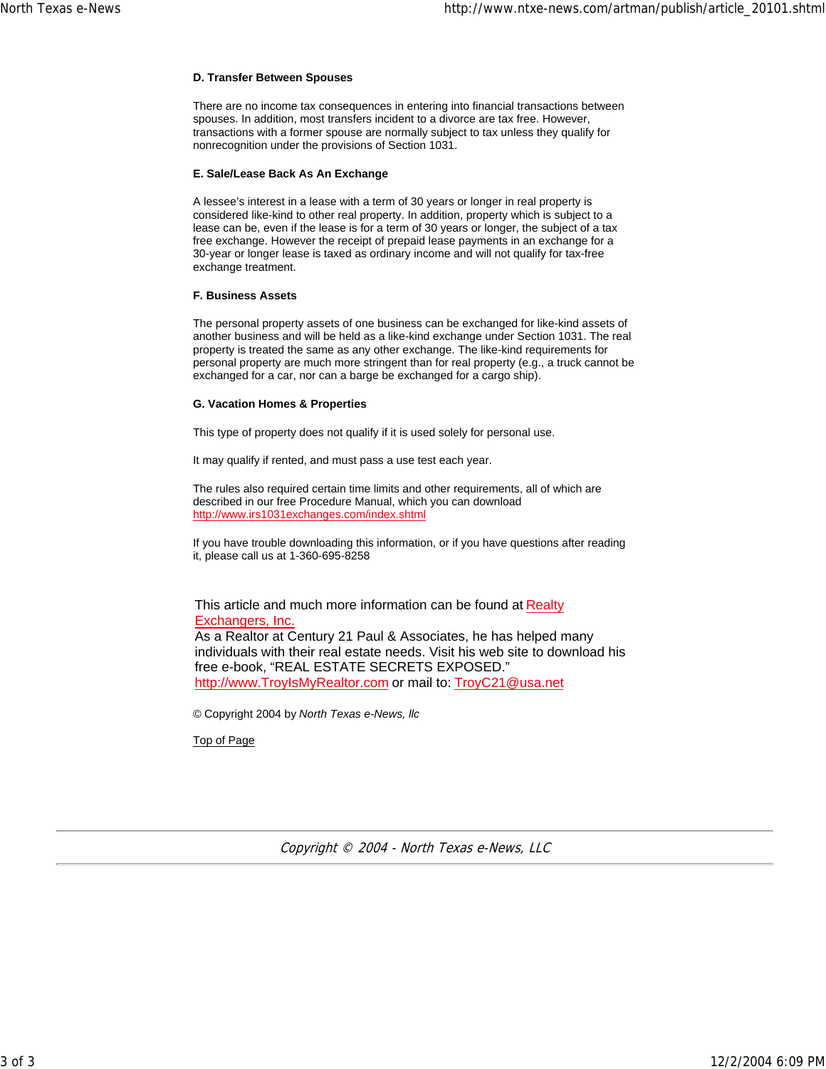**D. Transfer Between Spouses**

There are no income tax consequences in entering into financial transactions between spouses. In addition, most transfers incident to a divorce are tax free. However, transactions with a former spouse are normally subject to tax unless they qualify for nonrecognition under the provisions of Section 1031.

**E. Sale/Lease Back As An Exchange**

A lessee's interest in a lease with a term of 30 years or longer in real property is considered like-kind to other real property. In addition, property which is subject to a lease can be, even if the lease is for a term of 30 years or longer, the subject of a tax free exchange. However the receipt of prepaid lease payments in an exchange for a 30-year or longer lease is taxed as ordinary income and will not qualify for tax-free exchange treatment.

**F. Business Assets**

The personal property assets of one business can be exchanged for like-kind assets of another business and will be held as a like-kind exchange under Section 1031. The real property is treated the same as any other exchange. The like-kind requirements for personal property are much more stringent than for real property (e.g., a truck cannot be exchanged for a car, nor can a barge be exchanged for a cargo ship).

**G. Vacation Homes & Properties**

This type of property does not qualify if it is used solely for personal use.

It may qualify if rented, and must pass a use test each year.

The rules also required certain time limits and other requirements, all of which are described in our free Procedure Manual, which you can download http://www.irs1031exchanges.com/index.shtml

If you have trouble downloading this information, or if you have questions after reading it, please call us at 1-360-695-8258

This article and much more information can be found at Realty Exchangers, Inc.
As a Realtor at Century 21 Paul & Associates, he has helped many individuals with their real estate needs. Visit his web site to download his free e-book, "REAL ESTATE SECRETS EXPOSED."
http://www.TroyIsMyRealtor.com or mail to: TroyC21@usa.net

© Copyright 2004 by *North Texas e-News, llc*

Top of Page

*Copyright © 2004 - North Texas e-News, LLC*